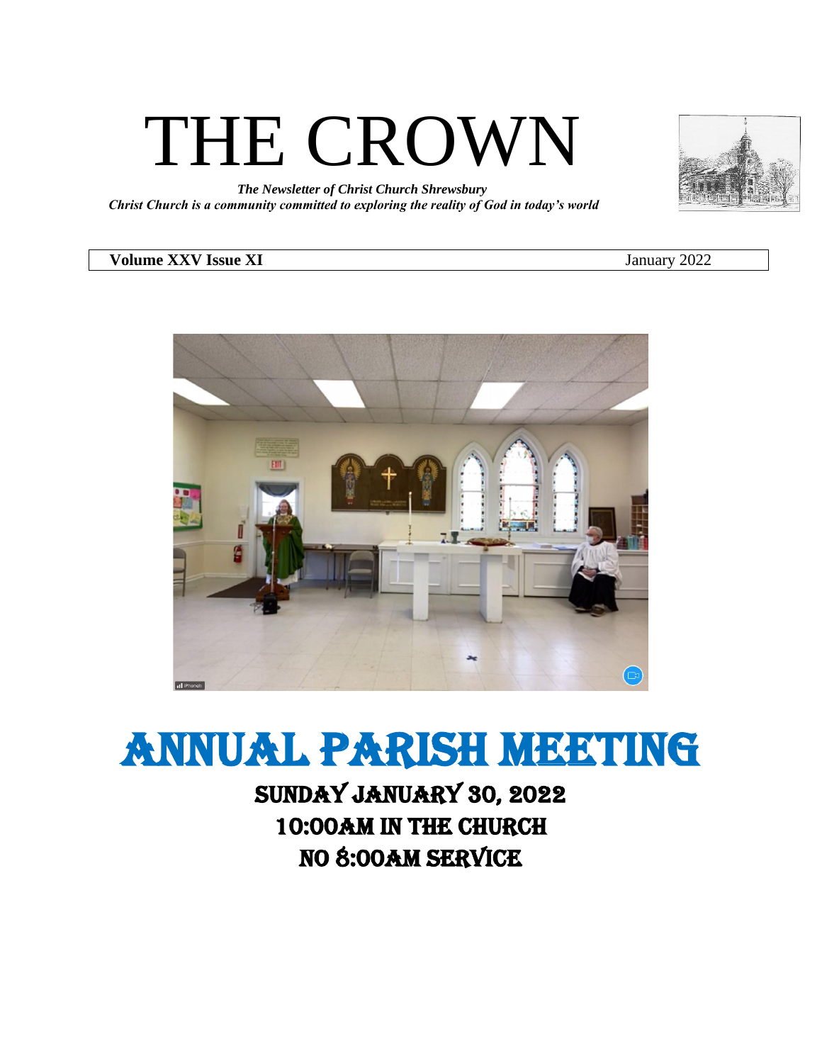# THE CROWN

***The Newsletter of Christ Church Shrewsbury***
***Christ Church is a community committed to exploring the reality of God in today's world***

**Volume XXV Issue XI** January 2022

# ANNUAL PARISH MEETING

## SUNDAY JANUARY 30, 2022
## 10:00AM IN THE CHURCH
## NO 8:00AM SERVICE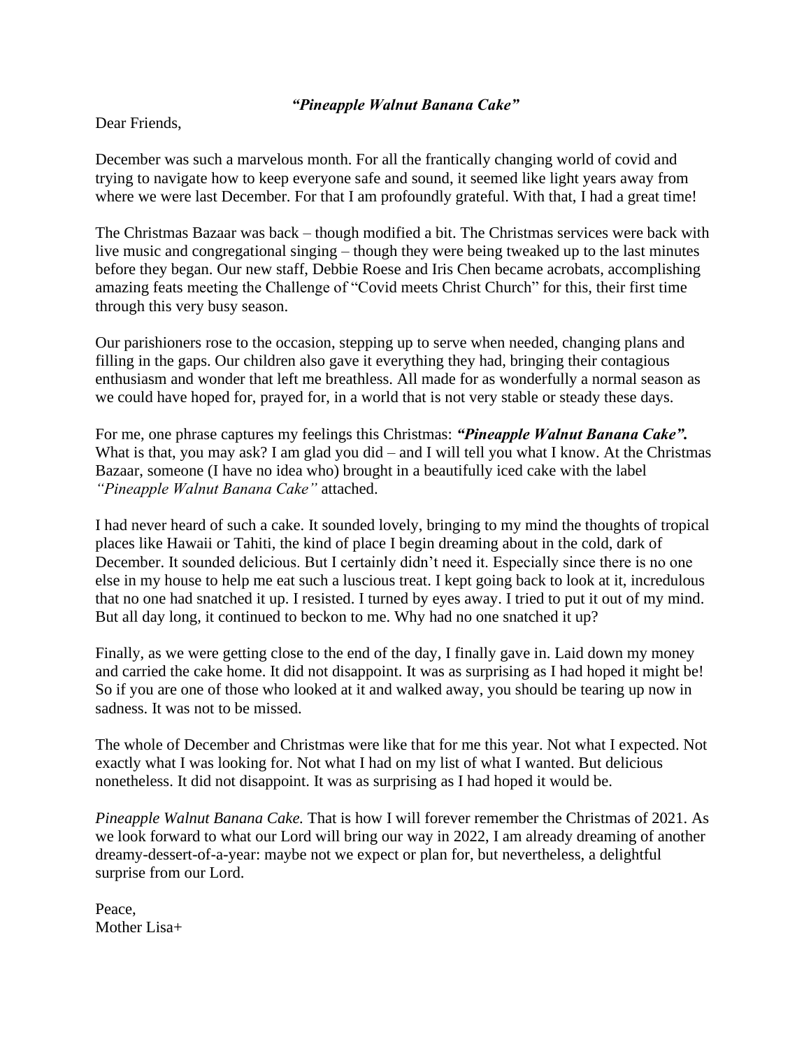***"Pineapple Walnut Banana Cake"***

Dear Friends,

December was such a marvelous month. For all the frantically changing world of covid and trying to navigate how to keep everyone safe and sound, it seemed like light years away from where we were last December. For that I am profoundly grateful. With that, I had a great time!

The Christmas Bazaar was back – though modified a bit. The Christmas services were back with live music and congregational singing – though they were being tweaked up to the last minutes before they began. Our new staff, Debbie Roese and Iris Chen became acrobats, accomplishing amazing feats meeting the Challenge of "Covid meets Christ Church" for this, their first time through this very busy season.

Our parishioners rose to the occasion, stepping up to serve when needed, changing plans and filling in the gaps. Our children also gave it everything they had, bringing their contagious enthusiasm and wonder that left me breathless. All made for as wonderfully a normal season as we could have hoped for, prayed for, in a world that is not very stable or steady these days.

For me, one phrase captures my feelings this Christmas: ***"Pineapple Walnut Banana Cake".*** What is that, you may ask? I am glad you did – and I will tell you what I know. At the Christmas Bazaar, someone (I have no idea who) brought in a beautifully iced cake with the label *"Pineapple Walnut Banana Cake"* attached.

I had never heard of such a cake. It sounded lovely, bringing to my mind the thoughts of tropical places like Hawaii or Tahiti, the kind of place I begin dreaming about in the cold, dark of December. It sounded delicious. But I certainly didn't need it. Especially since there is no one else in my house to help me eat such a luscious treat. I kept going back to look at it, incredulous that no one had snatched it up. I resisted. I turned by eyes away. I tried to put it out of my mind. But all day long, it continued to beckon to me. Why had no one snatched it up?

Finally, as we were getting close to the end of the day, I finally gave in. Laid down my money and carried the cake home. It did not disappoint. It was as surprising as I had hoped it might be! So if you are one of those who looked at it and walked away, you should be tearing up now in sadness. It was not to be missed.

The whole of December and Christmas were like that for me this year. Not what I expected. Not exactly what I was looking for. Not what I had on my list of what I wanted. But delicious nonetheless. It did not disappoint. It was as surprising as I had hoped it would be.

*Pineapple Walnut Banana Cake.* That is how I will forever remember the Christmas of 2021. As we look forward to what our Lord will bring our way in 2022, I am already dreaming of another dreamy-dessert-of-a-year: maybe not we expect or plan for, but nevertheless, a delightful surprise from our Lord.

Peace,  
Mother Lisa+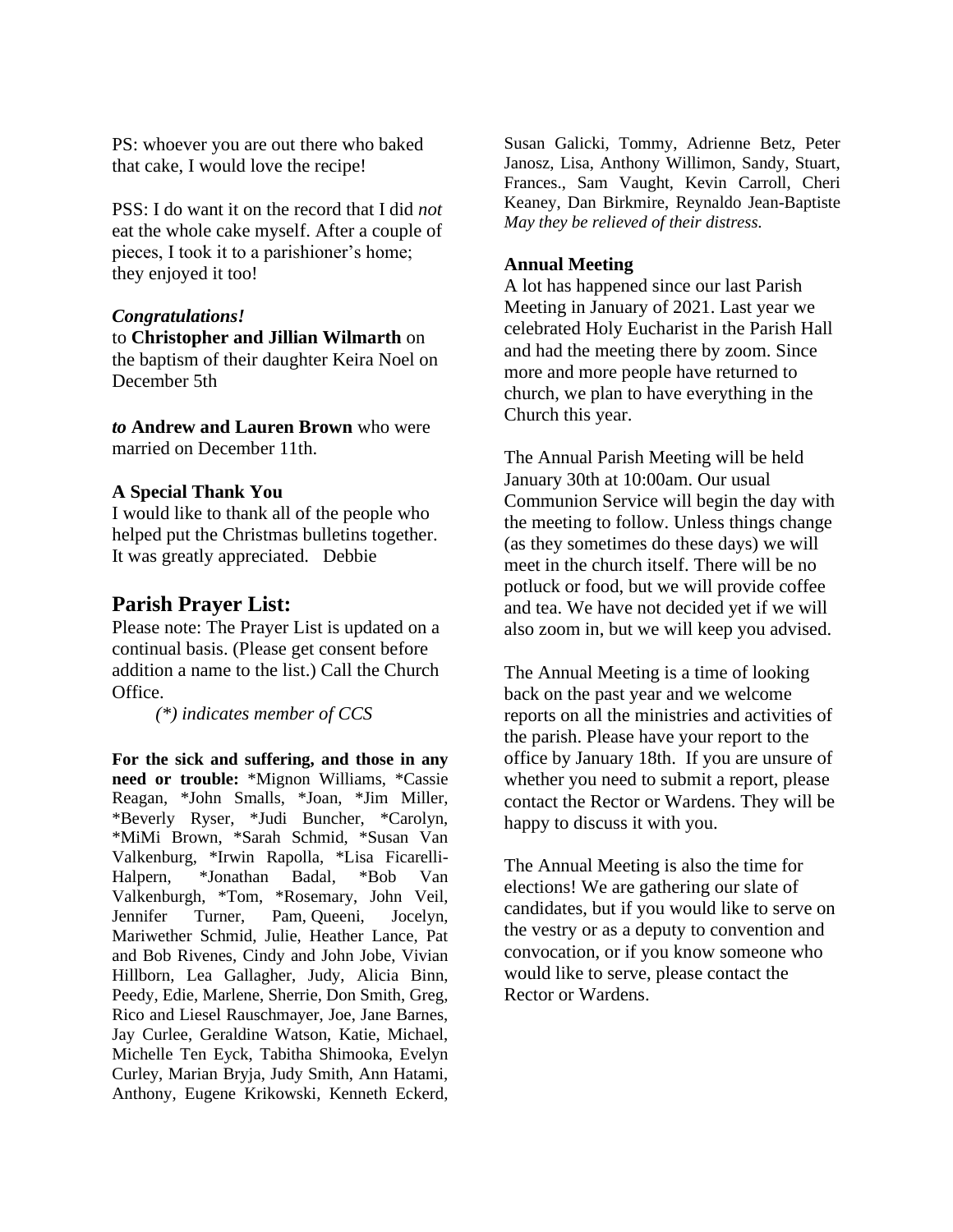PS: whoever you are out there who baked that cake, I would love the recipe!

PSS: I do want it on the record that I did *not* eat the whole cake myself. After a couple of pieces, I took it to a parishioner's home; they enjoyed it too!

### *Congratulations!*

to **Christopher and Jillian Wilmarth** on the baptism of their daughter Keira Noel on December 5th

***to*** **Andrew and Lauren Brown** who were married on December 11th.

### A Special Thank You

I would like to thank all of the people who helped put the Christmas bulletins together. It was greatly appreciated. Debbie

## Parish Prayer List:

Please note: The Prayer List is updated on a continual basis. (Please get consent before addition a name to the list.) Call the Church Office.

*(*) indicates member of CCS*

**For the sick and suffering, and those in any need or trouble:** *Mignon Williams, *Cassie Reagan, *John Smalls, *Joan, *Jim Miller, *Beverly Ryser, *Judi Buncher, *Carolyn, *MiMi Brown, *Sarah Schmid, *Susan Van Valkenburg, *Irwin Rapolla, *Lisa Ficarelli-Halpern, *Jonathan Badal, *Bob Van Valkenburgh, *Tom, *Rosemary, John Veil, Jennifer Turner, Pam, Queeni, Jocelyn, Mariwether Schmid, Julie, Heather Lance, Pat and Bob Rivenes, Cindy and John Jobe, Vivian Hillborn, Lea Gallagher, Judy, Alicia Binn, Peedy, Edie, Marlene, Sherrie, Don Smith, Greg, Rico and Liesel Rauschmayer, Joe, Jane Barnes, Jay Curlee, Geraldine Watson, Katie, Michael, Michelle Ten Eyck, Tabitha Shimooka, Evelyn Curley, Marian Bryja, Judy Smith, Ann Hatami, Anthony, Eugene Krikowski, Kenneth Eckerd, Susan Galicki, Tommy, Adrienne Betz, Peter Janosz, Lisa, Anthony Willimon, Sandy, Stuart, Frances., Sam Vaught, Kevin Carroll, Cheri Keaney, Dan Birkmire, Reynaldo Jean-Baptiste *May they be relieved of their distress.*

### Annual Meeting

A lot has happened since our last Parish Meeting in January of 2021. Last year we celebrated Holy Eucharist in the Parish Hall and had the meeting there by zoom. Since more and more people have returned to church, we plan to have everything in the Church this year.

The Annual Parish Meeting will be held January 30th at 10:00am. Our usual Communion Service will begin the day with the meeting to follow. Unless things change (as they sometimes do these days) we will meet in the church itself. There will be no potluck or food, but we will provide coffee and tea. We have not decided yet if we will also zoom in, but we will keep you advised.

The Annual Meeting is a time of looking back on the past year and we welcome reports on all the ministries and activities of the parish. Please have your report to the office by January 18th. If you are unsure of whether you need to submit a report, please contact the Rector or Wardens. They will be happy to discuss it with you.

The Annual Meeting is also the time for elections! We are gathering our slate of candidates, but if you would like to serve on the vestry or as a deputy to convention and convocation, or if you know someone who would like to serve, please contact the Rector or Wardens.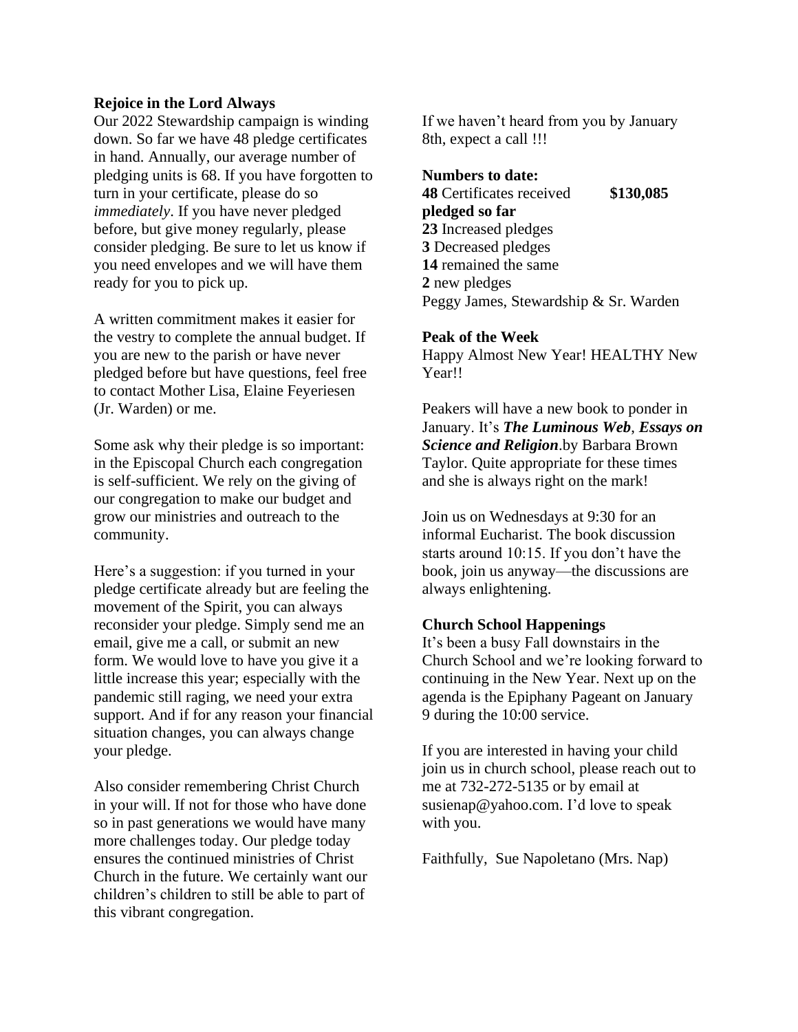**Rejoice in the Lord Always**

Our 2022 Stewardship campaign is winding down. So far we have 48 pledge certificates in hand. Annually, our average number of pledging units is 68. If you have forgotten to turn in your certificate, please do so *immediately*. If you have never pledged before, but give money regularly, please consider pledging. Be sure to let us know if you need envelopes and we will have them ready for you to pick up.

A written commitment makes it easier for the vestry to complete the annual budget. If you are new to the parish or have never pledged before but have questions, feel free to contact Mother Lisa, Elaine Feyeriesen (Jr. Warden) or me.

Some ask why their pledge is so important: in the Episcopal Church each congregation is self-sufficient. We rely on the giving of our congregation to make our budget and grow our ministries and outreach to the community.

Here's a suggestion: if you turned in your pledge certificate already but are feeling the movement of the Spirit, you can always reconsider your pledge. Simply send me an email, give me a call, or submit an new form. We would love to have you give it a little increase this year; especially with the pandemic still raging, we need your extra support. And if for any reason your financial situation changes, you can always change your pledge.

Also consider remembering Christ Church in your will. If not for those who have done so in past generations we would have many more challenges today. Our pledge today ensures the continued ministries of Christ Church in the future. We certainly want our children's children to still be able to part of this vibrant congregation.

If we haven't heard from you by January 8th, expect a call !!!

**Numbers to date:**
**48** Certificates received **$130,085 pledged so far**
**23** Increased pledges
**3** Decreased pledges
**14** remained the same
**2** new pledges
Peggy James, Stewardship & Sr. Warden

**Peak of the Week**

Happy Almost New Year! HEALTHY New Year!!

Peakers will have a new book to ponder in January. It's ***The Luminous Web***, ***Essays on Science and Religion***.by Barbara Brown Taylor. Quite appropriate for these times and she is always right on the mark!

Join us on Wednesdays at 9:30 for an informal Eucharist. The book discussion starts around 10:15. If you don't have the book, join us anyway—the discussions are always enlightening.

**Church School Happenings**

It's been a busy Fall downstairs in the Church School and we're looking forward to continuing in the New Year. Next up on the agenda is the Epiphany Pageant on January 9 during the 10:00 service.

If you are interested in having your child join us in church school, please reach out to me at 732-272-5135 or by email at susienap@yahoo.com. I'd love to speak with you.

Faithfully, Sue Napoletano (Mrs. Nap)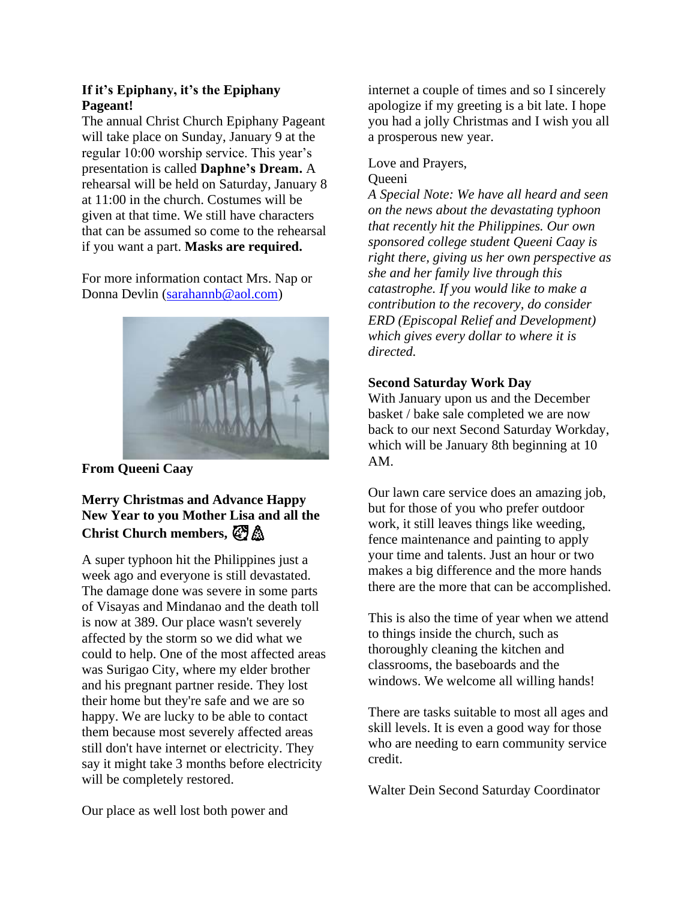**If it's Epiphany, it's the Epiphany Pageant!**

The annual Christ Church Epiphany Pageant will take place on Sunday, January 9 at the regular 10:00 worship service. This year's presentation is called **Daphne's Dream.** A rehearsal will be held on Saturday, January 8 at 11:00 in the church. Costumes will be given at that time. We still have characters that can be assumed so come to the rehearsal if you want a part. **Masks are required.**

For more information contact Mrs. Nap or Donna Devlin (sarahannb@aol.com)

**From Queeni Caay**

**Merry Christmas and Advance Happy New Year to you Mother Lisa and all the Christ Church members,** 🎄🎄

A super typhoon hit the Philippines just a week ago and everyone is still devastated. The damage done was severe in some parts of Visayas and Mindanao and the death toll is now at 389. Our place wasn't severely affected by the storm so we did what we could to help. One of the most affected areas was Surigao City, where my elder brother and his pregnant partner reside. They lost their home but they're safe and we are so happy. We are lucky to be able to contact them because most severely affected areas still don't have internet or electricity. They say it might take 3 months before electricity will be completely restored.

Our place as well lost both power and internet a couple of times and so I sincerely apologize if my greeting is a bit late. I hope you had a jolly Christmas and I wish you all a prosperous new year.

Love and Prayers,
Queeni

*A Special Note: We have all heard and seen on the news about the devastating typhoon that recently hit the Philippines. Our own sponsored college student Queeni Caay is right there, giving us her own perspective as she and her family live through this catastrophe. If you would like to make a contribution to the recovery, do consider ERD (Episcopal Relief and Development) which gives every dollar to where it is directed.*

**Second Saturday Work Day**

With January upon us and the December basket / bake sale completed we are now back to our next Second Saturday Workday, which will be January 8th beginning at 10 AM.

Our lawn care service does an amazing job, but for those of you who prefer outdoor work, it still leaves things like weeding, fence maintenance and painting to apply your time and talents. Just an hour or two makes a big difference and the more hands there are the more that can be accomplished.

This is also the time of year when we attend to things inside the church, such as thoroughly cleaning the kitchen and classrooms, the baseboards and the windows. We welcome all willing hands!

There are tasks suitable to most all ages and skill levels. It is even a good way for those who are needing to earn community service credit.

Walter Dein Second Saturday Coordinator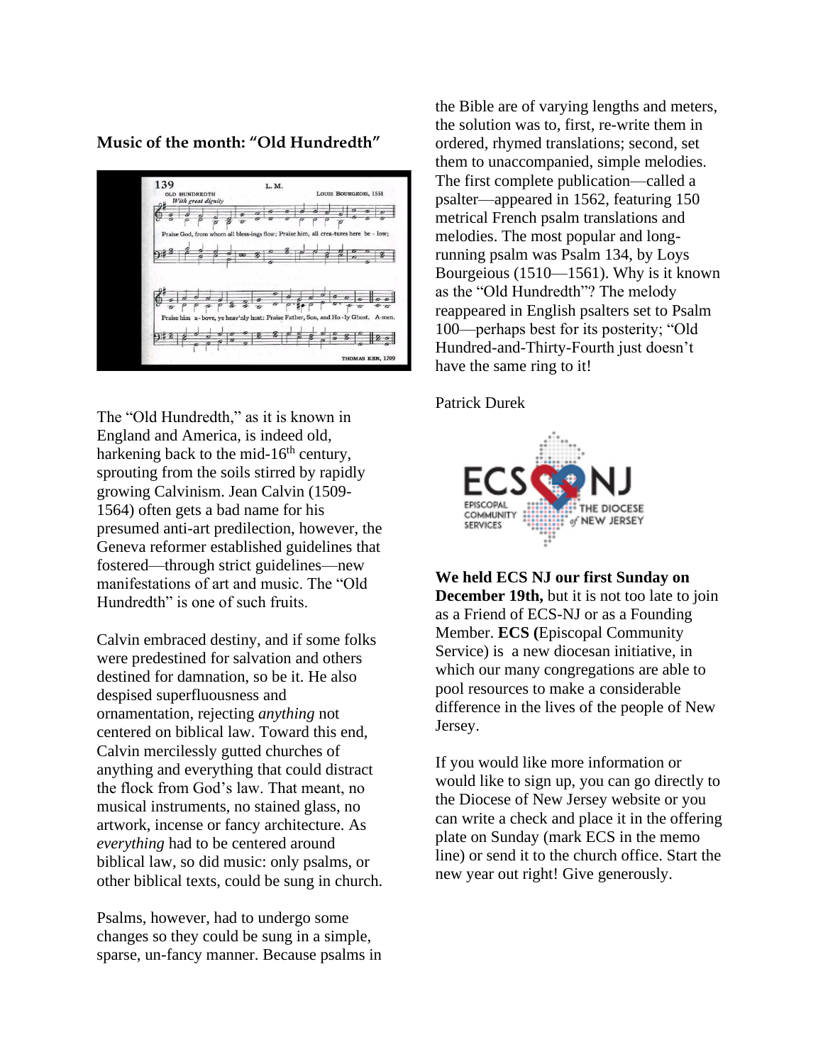**Music of the month: "Old Hundredth"**

The "Old Hundredth," as it is known in England and America, is indeed old, harkening back to the mid-16th century, sprouting from the soils stirred by rapidly growing Calvinism. Jean Calvin (1509-1564) often gets a bad name for his presumed anti-art predilection, however, the Geneva reformer established guidelines that fostered—through strict guidelines—new manifestations of art and music. The "Old Hundredth" is one of such fruits.

Calvin embraced destiny, and if some folks were predestined for salvation and others destined for damnation, so be it. He also despised superfluousness and ornamentation, rejecting *anything* not centered on biblical law. Toward this end, Calvin mercilessly gutted churches of anything and everything that could distract the flock from God's law. That meant, no musical instruments, no stained glass, no artwork, incense or fancy architecture. As *everything* had to be centered around biblical law, so did music: only psalms, or other biblical texts, could be sung in church.

Psalms, however, had to undergo some changes so they could be sung in a simple, sparse, un-fancy manner. Because psalms in the Bible are of varying lengths and meters, the solution was to, first, re-write them in ordered, rhymed translations; second, set them to unaccompanied, simple melodies. The first complete publication—called a psalter—appeared in 1562, featuring 150 metrical French psalm translations and melodies. The most popular and long-running psalm was Psalm 134, by Loys Bourgeious (1510—1561). Why is it known as the "Old Hundredth"? The melody reappeared in English psalters set to Psalm 100—perhaps best for its posterity; "Old Hundred-and-Thirty-Fourth just doesn't have the same ring to it!

Patrick Durek

**We held ECS NJ our first Sunday on December 19th,** but it is not too late to join as a Friend of ECS-NJ or as a Founding Member. **ECS (**Episcopal Community Service) is a new diocesan initiative, in which our many congregations are able to pool resources to make a considerable difference in the lives of the people of New Jersey.

If you would like more information or would like to sign up, you can go directly to the Diocese of New Jersey website or you can write a check and place it in the offering plate on Sunday (mark ECS in the memo line) or send it to the church office. Start the new year out right! Give generously.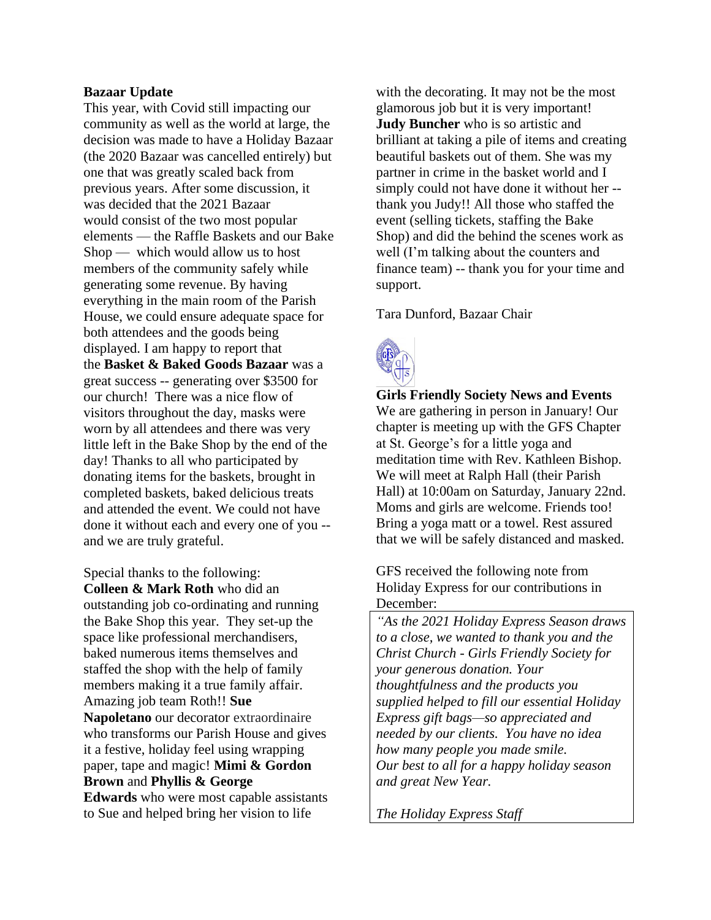## Bazaar Update

This year, with Covid still impacting our community as well as the world at large, the decision was made to have a Holiday Bazaar (the 2020 Bazaar was cancelled entirely) but one that was greatly scaled back from previous years. After some discussion, it was decided that the 2021 Bazaar would consist of the two most popular elements — the Raffle Baskets and our Bake Shop — which would allow us to host members of the community safely while generating some revenue. By having everything in the main room of the Parish House, we could ensure adequate space for both attendees and the goods being displayed. I am happy to report that the **Basket & Baked Goods Bazaar** was a great success -- generating over $3500 for our church! There was a nice flow of visitors throughout the day, masks were worn by all attendees and there was very little left in the Bake Shop by the end of the day! Thanks to all who participated by donating items for the baskets, brought in completed baskets, baked delicious treats and attended the event. We could not have done it without each and every one of you -- and we are truly grateful.

Special thanks to the following:
**Colleen & Mark Roth** who did an outstanding job co-ordinating and running the Bake Shop this year. They set-up the space like professional merchandisers, baked numerous items themselves and staffed the shop with the help of family members making it a true family affair. Amazing job team Roth!! **Sue Napoletano** our decorator extraordinaire who transforms our Parish House and gives it a festive, holiday feel using wrapping paper, tape and magic! **Mimi & Gordon Brown** and **Phyllis & George Edwards** who were most capable assistants to Sue and helped bring her vision to life with the decorating. It may not be the most glamorous job but it is very important! **Judy Buncher** who is so artistic and brilliant at taking a pile of items and creating beautiful baskets out of them. She was my partner in crime in the basket world and I simply could not have done it without her -- thank you Judy!! All those who staffed the event (selling tickets, staffing the Bake Shop) and did the behind the scenes work as well (I'm talking about the counters and finance team) -- thank you for your time and support.

Tara Dunford, Bazaar Chair

## Girls Friendly Society News and Events

We are gathering in person in January! Our chapter is meeting up with the GFS Chapter at St. George's for a little yoga and meditation time with Rev. Kathleen Bishop. We will meet at Ralph Hall (their Parish Hall) at 10:00am on Saturday, January 22nd. Moms and girls are welcome. Friends too! Bring a yoga matt or a towel. Rest assured that we will be safely distanced and masked.

GFS received the following note from Holiday Express for our contributions in December:

*"As the 2021 Holiday Express Season draws to a close, we wanted to thank you and the Christ Church - Girls Friendly Society for your generous donation. Your thoughtfulness and the products you supplied helped to fill our essential Holiday Express gift bags—so appreciated and needed by our clients. You have no idea how many people you made smile. Our best to all for a happy holiday season and great New Year.*

*The Holiday Express Staff*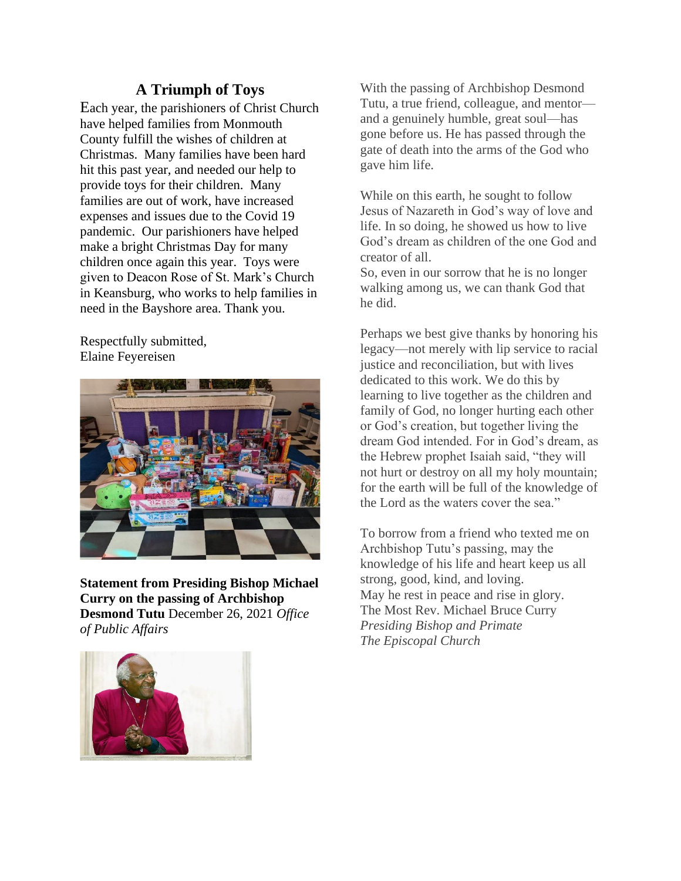## A Triumph of Toys

Each year, the parishioners of Christ Church have helped families from Monmouth County fulfill the wishes of children at Christmas. Many families have been hard hit this past year, and needed our help to provide toys for their children. Many families are out of work, have increased expenses and issues due to the Covid 19 pandemic. Our parishioners have helped make a bright Christmas Day for many children once again this year. Toys were given to Deacon Rose of St. Mark's Church in Keansburg, who works to help families in need in the Bayshore area. Thank you.

Respectfully submitted,
Elaine Feyereisen

**Statement from Presiding Bishop Michael Curry on the passing of Archbishop Desmond Tutu** December 26, 2021 *Office of Public Affairs*

With the passing of Archbishop Desmond Tutu, a true friend, colleague, and mentor—and a genuinely humble, great soul—has gone before us. He has passed through the gate of death into the arms of the God who gave him life.

While on this earth, he sought to follow Jesus of Nazareth in God's way of love and life. In so doing, he showed us how to live God's dream as children of the one God and creator of all.
So, even in our sorrow that he is no longer walking among us, we can thank God that he did.

Perhaps we best give thanks by honoring his legacy—not merely with lip service to racial justice and reconciliation, but with lives dedicated to this work. We do this by learning to live together as the children and family of God, no longer hurting each other or God's creation, but together living the dream God intended. For in God's dream, as the Hebrew prophet Isaiah said, "they will not hurt or destroy on all my holy mountain; for the earth will be full of the knowledge of the Lord as the waters cover the sea."

To borrow from a friend who texted me on Archbishop Tutu's passing, may the knowledge of his life and heart keep us all strong, good, kind, and loving.
May he rest in peace and rise in glory.
The Most Rev. Michael Bruce Curry
*Presiding Bishop and Primate*
*The Episcopal Church*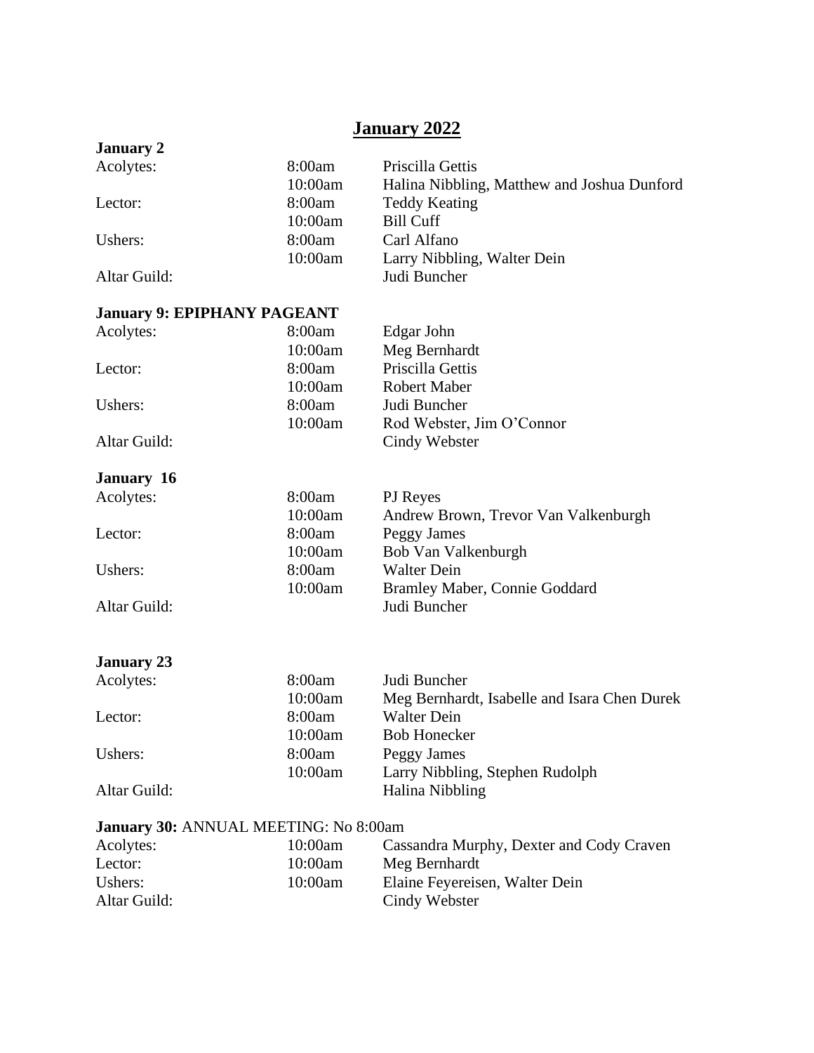# January 2022

**January 2**

| | | |
|---|---|---|
| Acolytes: | 8:00am | Priscilla Gettis |
| | 10:00am | Halina Nibbling, Matthew and Joshua Dunford |
| Lector: | 8:00am | Teddy Keating |
| | 10:00am | Bill Cuff |
| Ushers: | 8:00am | Carl Alfano |
| | 10:00am | Larry Nibbling, Walter Dein |
| Altar Guild: | | Judi Buncher |

**January 9: EPIPHANY PAGEANT**

| | | |
|---|---|---|
| Acolytes: | 8:00am | Edgar John |
| | 10:00am | Meg Bernhardt |
| Lector: | 8:00am | Priscilla Gettis |
| | 10:00am | Robert Maber |
| Ushers: | 8:00am | Judi Buncher |
| | 10:00am | Rod Webster, Jim O'Connor |
| Altar Guild: | | Cindy Webster |

**January 16**

| | | |
|---|---|---|
| Acolytes: | 8:00am | PJ Reyes |
| | 10:00am | Andrew Brown, Trevor Van Valkenburgh |
| Lector: | 8:00am | Peggy James |
| | 10:00am | Bob Van Valkenburgh |
| Ushers: | 8:00am | Walter Dein |
| | 10:00am | Bramley Maber, Connie Goddard |
| Altar Guild: | | Judi Buncher |

**January 23**

| | | |
|---|---|---|
| Acolytes: | 8:00am | Judi Buncher |
| | 10:00am | Meg Bernhardt, Isabelle and Isara Chen Durek |
| Lector: | 8:00am | Walter Dein |
| | 10:00am | Bob Honecker |
| Ushers: | 8:00am | Peggy James |
| | 10:00am | Larry Nibbling, Stephen Rudolph |
| Altar Guild: | | Halina Nibbling |

**January 30:** ANNUAL MEETING: No 8:00am

| | | |
|---|---|---|
| Acolytes: | 10:00am | Cassandra Murphy, Dexter and Cody Craven |
| Lector: | 10:00am | Meg Bernhardt |
| Ushers: | 10:00am | Elaine Feyereisen, Walter Dein |
| Altar Guild: | | Cindy Webster |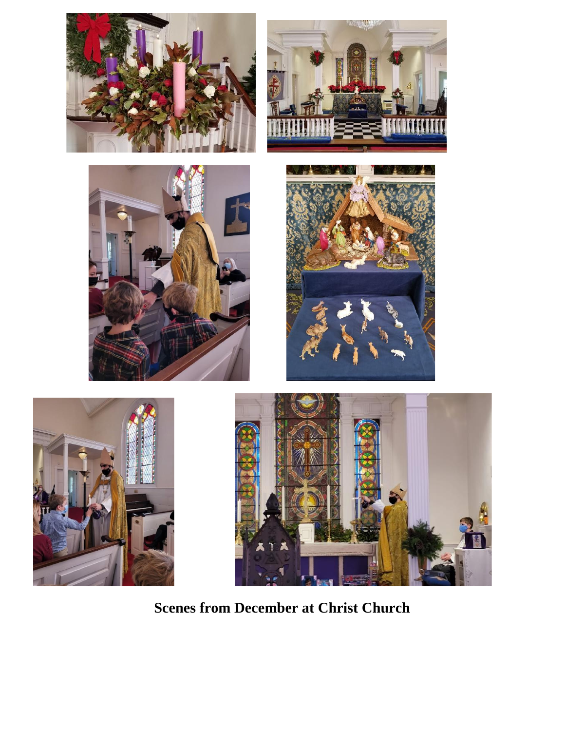**Scenes from December at Christ Church**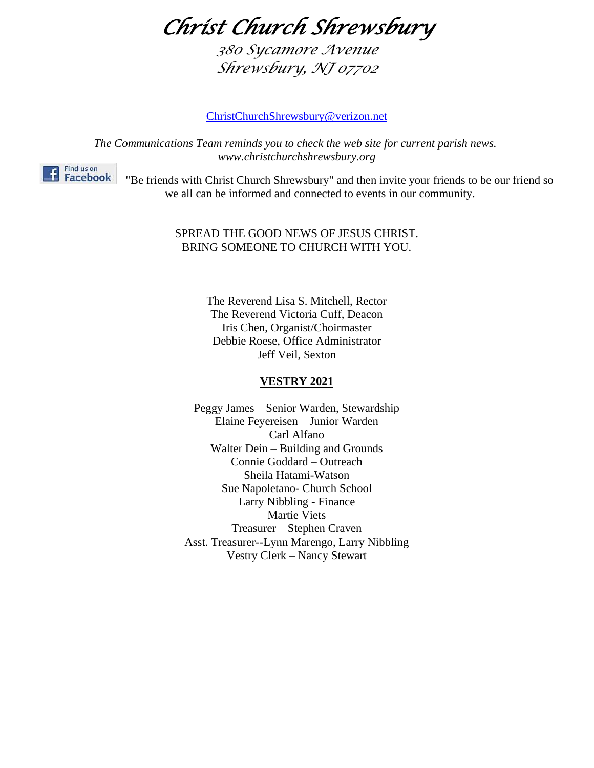# *Christ Church Shrewsbury*

*380 Sycamore Avenue*
*Shrewsbury, NJ 07702*

ChristChurchShrewsbury@verizon.net

*The Communications Team reminds you to check the web site for current parish news.*
*www.christchurchshrewsbury.org*

Find us on Facebook "Be friends with Christ Church Shrewsbury" and then invite your friends to be our friend so we all can be informed and connected to events in our community.

SPREAD THE GOOD NEWS OF JESUS CHRIST.
BRING SOMEONE TO CHURCH WITH YOU.

The Reverend Lisa S. Mitchell, Rector
The Reverend Victoria Cuff, Deacon
Iris Chen, Organist/Choirmaster
Debbie Roese, Office Administrator
Jeff Veil, Sexton

**VESTRY 2021**

Peggy James – Senior Warden, Stewardship
Elaine Feyereisen – Junior Warden
Carl Alfano
Walter Dein – Building and Grounds
Connie Goddard – Outreach
Sheila Hatami-Watson
Sue Napoletano- Church School
Larry Nibbling - Finance
Martie Viets
Treasurer – Stephen Craven
Asst. Treasurer--Lynn Marengo, Larry Nibbling
Vestry Clerk – Nancy Stewart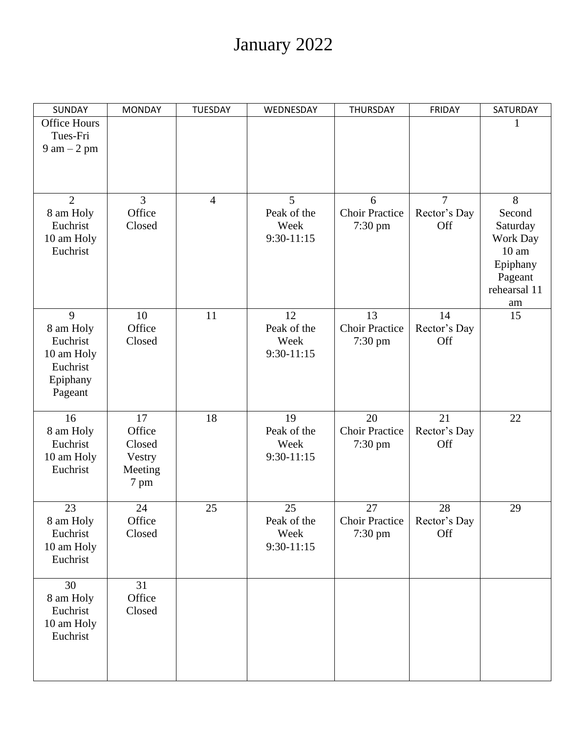# January 2022

| SUNDAY | MONDAY | TUESDAY | WEDNESDAY | THURSDAY | FRIDAY | SATURDAY |
|---|---|---|---|---|---|---|
| Office Hours Tues-Fri 9 am – 2 pm | | | | | | 1 |
| 2 8 am Holy Euchrist 10 am Holy Euchrist | 3 Office Closed | 4 | 5 Peak of the Week 9:30-11:15 | 6 Choir Practice 7:30 pm | 7 Rector's Day Off | 8 Second Saturday Work Day 10 am Epiphany Pageant rehearsal 11 am |
| 9 8 am Holy Euchrist 10 am Holy Euchrist Epiphany Pageant | 10 Office Closed | 11 | 12 Peak of the Week 9:30-11:15 | 13 Choir Practice 7:30 pm | 14 Rector's Day Off | 15 |
| 16 8 am Holy Euchrist 10 am Holy Euchrist | 17 Office Closed Vestry Meeting 7 pm | 18 | 19 Peak of the Week 9:30-11:15 | 20 Choir Practice 7:30 pm | 21 Rector's Day Off | 22 |
| 23 8 am Holy Euchrist 10 am Holy Euchrist | 24 Office Closed | 25 | 25 Peak of the Week 9:30-11:15 | 27 Choir Practice 7:30 pm | 28 Rector's Day Off | 29 |
| 30 8 am Holy Euchrist 10 am Holy Euchrist | 31 Office Closed | | | | | |